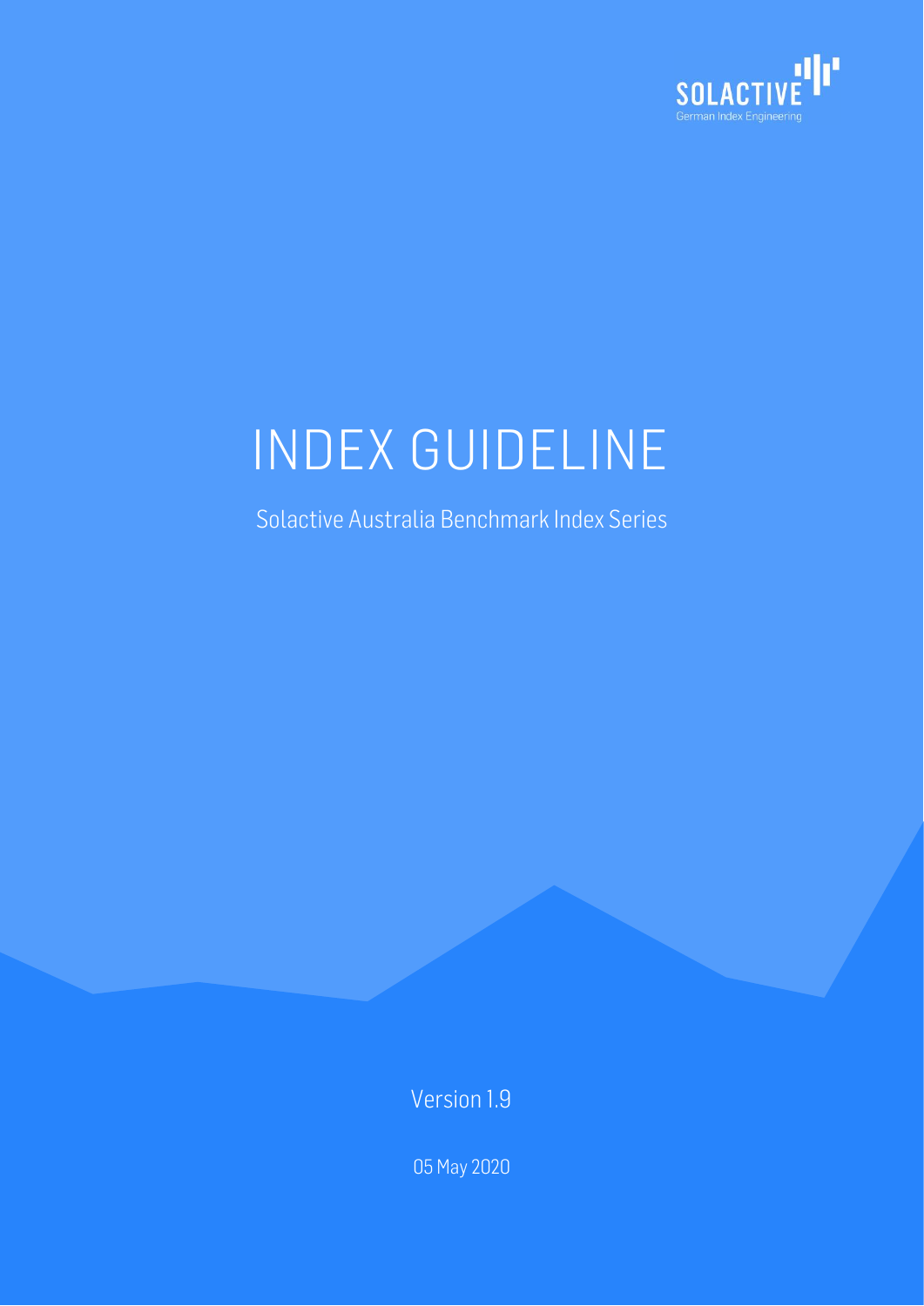SOLACTIVE

German Index Engineering

# INDEX GUIDELINE

Solactive Australia Benchmark Index Series

Version 1.9

05 May 2020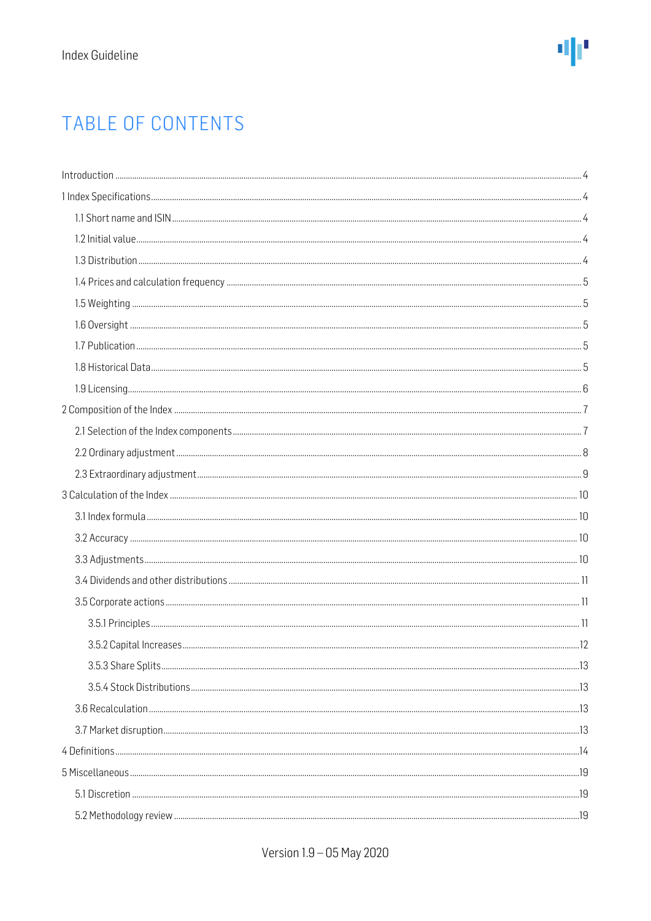# TABLE OF CONTENTS

Introduction ..... 4

1 Index Specifications ..... 4

- 1.1 Short name and ISIN ..... 4
- 1.2 Initial value ..... 4
- 1.3 Distribution ..... 4
- 1.4 Prices and calculation frequency ..... 5
- 1.5 Weighting ..... 5
- 1.6 Oversight ..... 5
- 1.7 Publication ..... 5
- 1.8 Historical Data ..... 5
- 1.9 Licensing ..... 6

2 Composition of the Index ..... 7

- 2.1 Selection of the Index components ..... 7
- 2.2 Ordinary adjustment ..... 8
- 2.3 Extraordinary adjustment ..... 9

3 Calculation of the Index ..... 10

- 3.1 Index formula ..... 10
- 3.2 Accuracy ..... 10
- 3.3 Adjustments ..... 10
- 3.4 Dividends and other distributions ..... 11
- 3.5 Corporate actions ..... 11
  - 3.5.1 Principles ..... 11
  - 3.5.2 Capital Increases ..... 12
  - 3.5.3 Share Splits ..... 13
  - 3.5.4 Stock Distributions ..... 13
- 3.6 Recalculation ..... 13
- 3.7 Market disruption ..... 13

4 Definitions ..... 14

5 Miscellaneous ..... 19

- 5.1 Discretion ..... 19
- 5.2 Methodology review ..... 19

Version 1.9 – 05 May 2020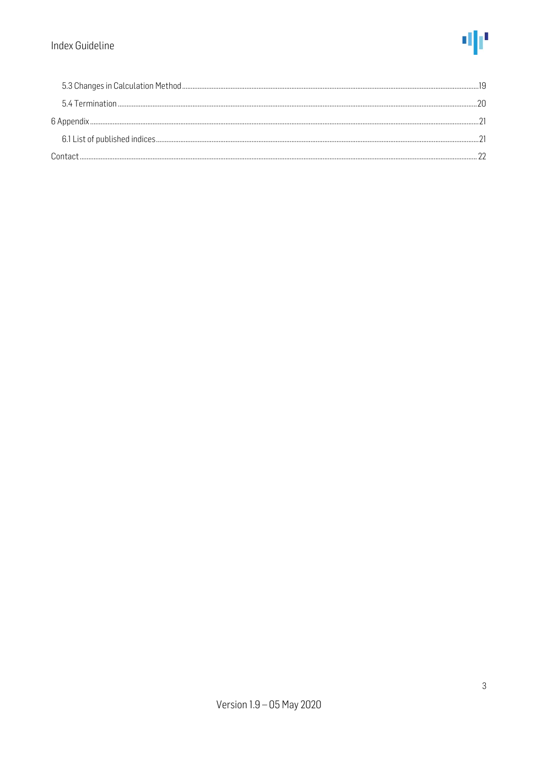5.3 Changes in Calculation Method ........ 19

5.4 Termination ........ 20

6 Appendix ........ 21

6.1 List of published indices ........ 21

Contact ........ 22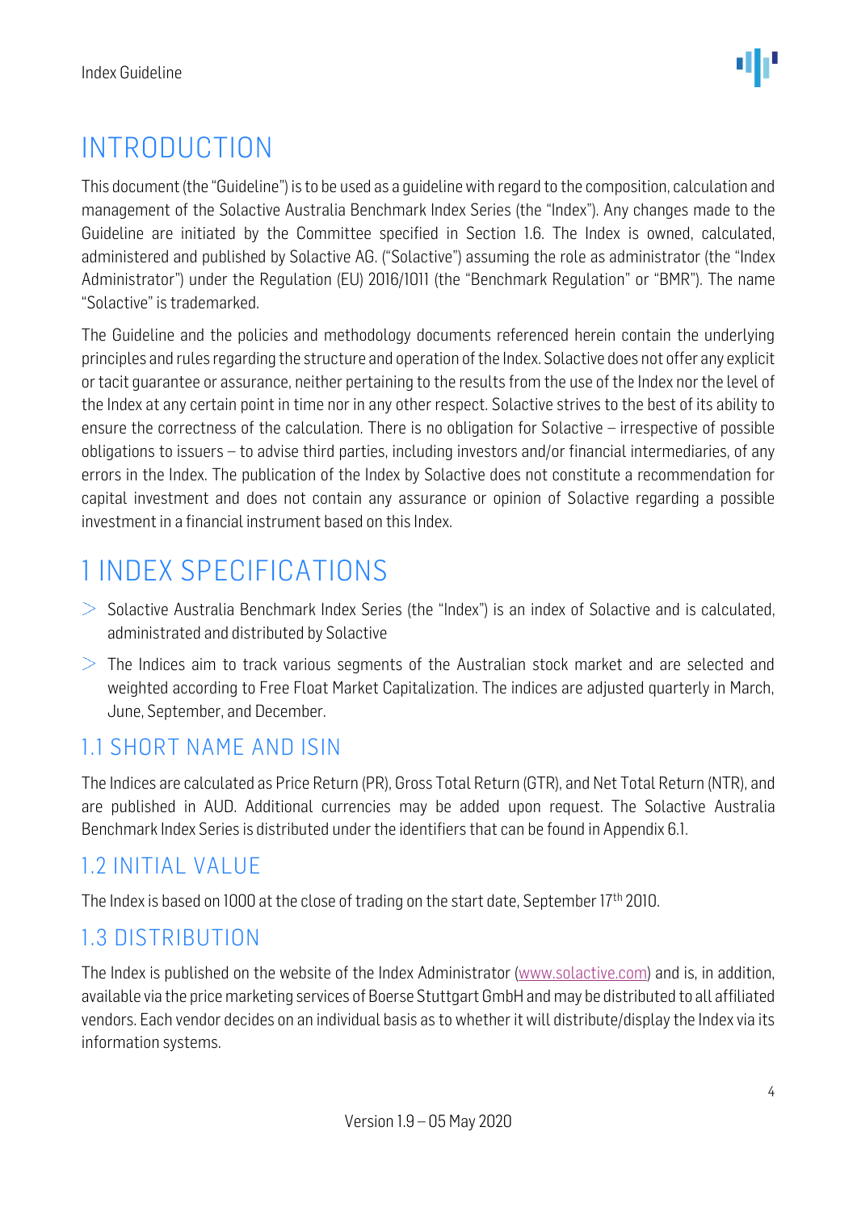# INTRODUCTION

This document (the "Guideline") is to be used as a guideline with regard to the composition, calculation and management of the Solactive Australia Benchmark Index Series (the "Index"). Any changes made to the Guideline are initiated by the Committee specified in Section 1.6. The Index is owned, calculated, administered and published by Solactive AG. ("Solactive") assuming the role as administrator (the "Index Administrator") under the Regulation (EU) 2016/1011 (the "Benchmark Regulation" or "BMR"). The name "Solactive" is trademarked.

The Guideline and the policies and methodology documents referenced herein contain the underlying principles and rules regarding the structure and operation of the Index. Solactive does not offer any explicit or tacit guarantee or assurance, neither pertaining to the results from the use of the Index nor the level of the Index at any certain point in time nor in any other respect. Solactive strives to the best of its ability to ensure the correctness of the calculation. There is no obligation for Solactive – irrespective of possible obligations to issuers – to advise third parties, including investors and/or financial intermediaries, of any errors in the Index. The publication of the Index by Solactive does not constitute a recommendation for capital investment and does not contain any assurance or opinion of Solactive regarding a possible investment in a financial instrument based on this Index.

# 1 INDEX SPECIFICATIONS

- Solactive Australia Benchmark Index Series (the "Index") is an index of Solactive and is calculated, administrated and distributed by Solactive
- The Indices aim to track various segments of the Australian stock market and are selected and weighted according to Free Float Market Capitalization. The indices are adjusted quarterly in March, June, September, and December.

## 1.1 SHORT NAME AND ISIN

The Indices are calculated as Price Return (PR), Gross Total Return (GTR), and Net Total Return (NTR), and are published in AUD. Additional currencies may be added upon request. The Solactive Australia Benchmark Index Series is distributed under the identifiers that can be found in Appendix 6.1.

## 1.2 INITIAL VALUE

The Index is based on 1000 at the close of trading on the start date, September 17th 2010.

## 1.3 DISTRIBUTION

The Index is published on the website of the Index Administrator (www.solactive.com) and is, in addition, available via the price marketing services of Boerse Stuttgart GmbH and may be distributed to all affiliated vendors. Each vendor decides on an individual basis as to whether it will distribute/display the Index via its information systems.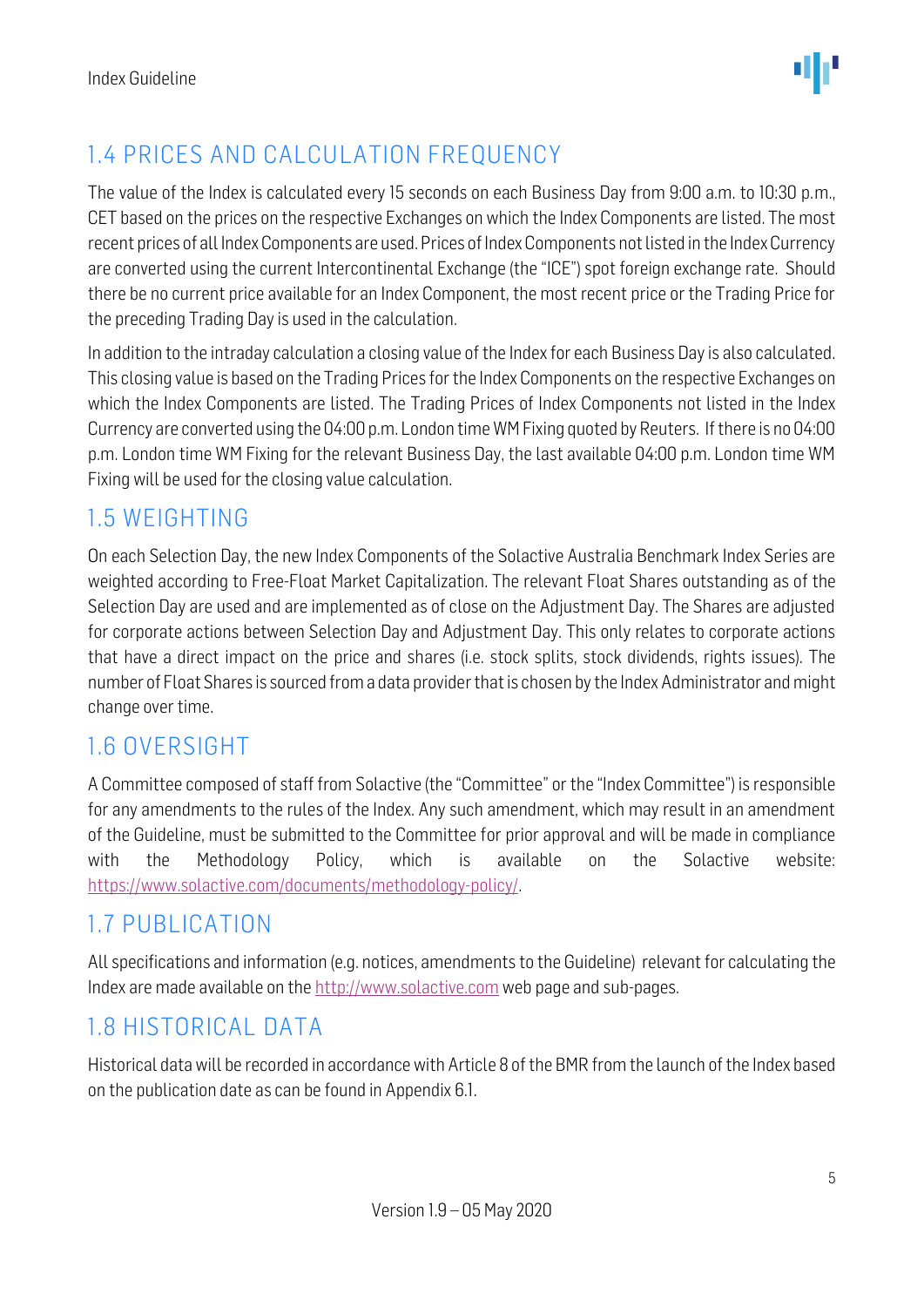## 1.4 PRICES AND CALCULATION FREQUENCY

The value of the Index is calculated every 15 seconds on each Business Day from 9:00 a.m. to 10:30 p.m., CET based on the prices on the respective Exchanges on which the Index Components are listed. The most recent prices of all Index Components are used. Prices of Index Components not listed in the Index Currency are converted using the current Intercontinental Exchange (the "ICE") spot foreign exchange rate. Should there be no current price available for an Index Component, the most recent price or the Trading Price for the preceding Trading Day is used in the calculation.

In addition to the intraday calculation a closing value of the Index for each Business Day is also calculated. This closing value is based on the Trading Prices for the Index Components on the respective Exchanges on which the Index Components are listed. The Trading Prices of Index Components not listed in the Index Currency are converted using the 04:00 p.m. London time WM Fixing quoted by Reuters. If there is no 04:00 p.m. London time WM Fixing for the relevant Business Day, the last available 04:00 p.m. London time WM Fixing will be used for the closing value calculation.

## 1.5 WEIGHTING

On each Selection Day, the new Index Components of the Solactive Australia Benchmark Index Series are weighted according to Free-Float Market Capitalization. The relevant Float Shares outstanding as of the Selection Day are used and are implemented as of close on the Adjustment Day. The Shares are adjusted for corporate actions between Selection Day and Adjustment Day. This only relates to corporate actions that have a direct impact on the price and shares (i.e. stock splits, stock dividends, rights issues). The number of Float Shares is sourced from a data provider that is chosen by the Index Administrator and might change over time.

## 1.6 OVERSIGHT

A Committee composed of staff from Solactive (the "Committee" or the "Index Committee") is responsible for any amendments to the rules of the Index. Any such amendment, which may result in an amendment of the Guideline, must be submitted to the Committee for prior approval and will be made in compliance with the Methodology Policy, which is available on the Solactive website: https://www.solactive.com/documents/methodology-policy/.

## 1.7 PUBLICATION

All specifications and information (e.g. notices, amendments to the Guideline) relevant for calculating the Index are made available on the http://www.solactive.com web page and sub-pages.

## 1.8 HISTORICAL DATA

Historical data will be recorded in accordance with Article 8 of the BMR from the launch of the Index based on the publication date as can be found in Appendix 6.1.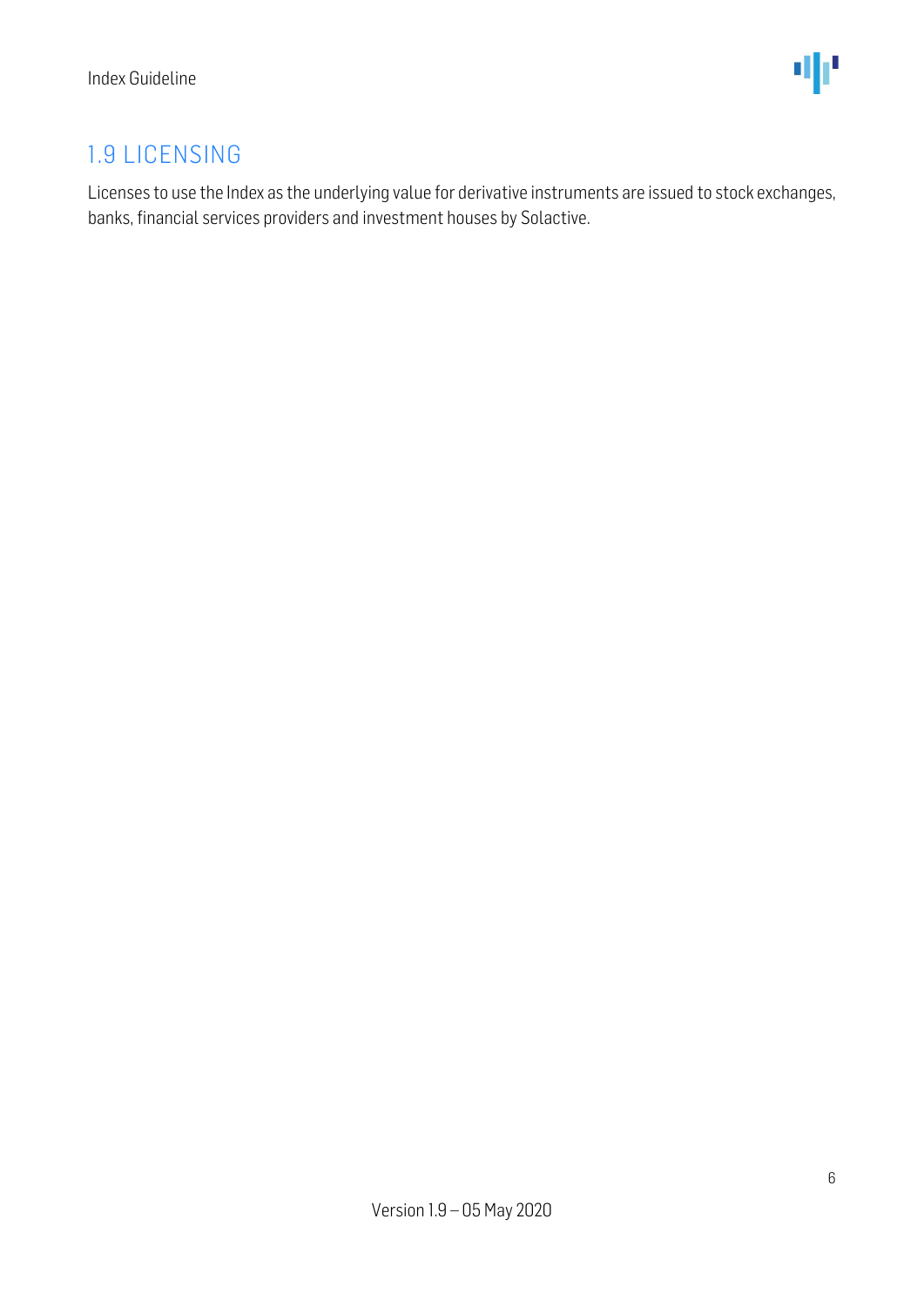## 1.9 LICENSING

Licenses to use the Index as the underlying value for derivative instruments are issued to stock exchanges, banks, financial services providers and investment houses by Solactive.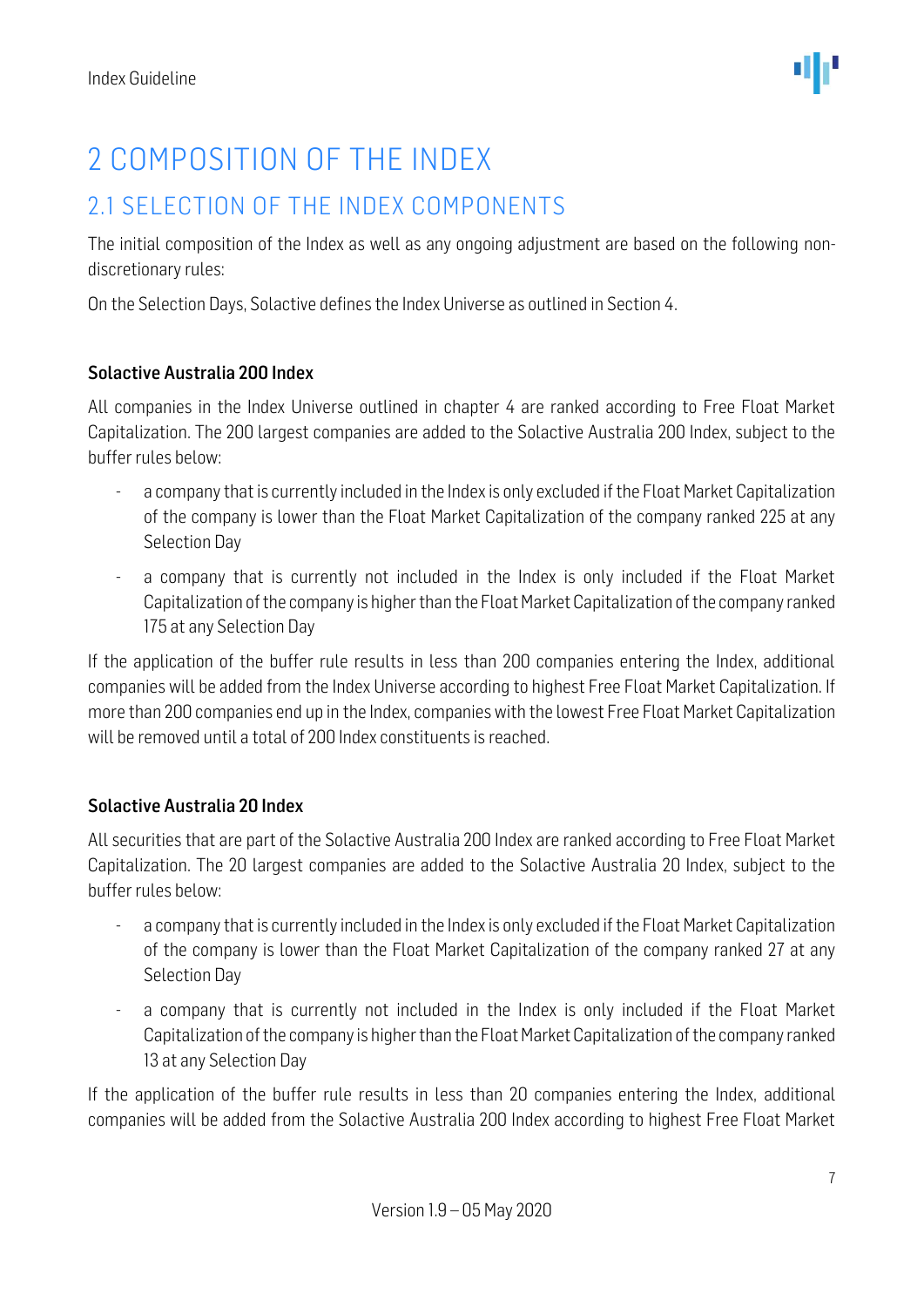# 2 COMPOSITION OF THE INDEX

## 2.1 SELECTION OF THE INDEX COMPONENTS

The initial composition of the Index as well as any ongoing adjustment are based on the following non-discretionary rules:

On the Selection Days, Solactive defines the Index Universe as outlined in Section 4.

**Solactive Australia 200 Index**

All companies in the Index Universe outlined in chapter 4 are ranked according to Free Float Market Capitalization. The 200 largest companies are added to the Solactive Australia 200 Index, subject to the buffer rules below:

- a company that is currently included in the Index is only excluded if the Float Market Capitalization of the company is lower than the Float Market Capitalization of the company ranked 225 at any Selection Day
- a company that is currently not included in the Index is only included if the Float Market Capitalization of the company is higher than the Float Market Capitalization of the company ranked 175 at any Selection Day

If the application of the buffer rule results in less than 200 companies entering the Index, additional companies will be added from the Index Universe according to highest Free Float Market Capitalization. If more than 200 companies end up in the Index, companies with the lowest Free Float Market Capitalization will be removed until a total of 200 Index constituents is reached.

**Solactive Australia 20 Index**

All securities that are part of the Solactive Australia 200 Index are ranked according to Free Float Market Capitalization. The 20 largest companies are added to the Solactive Australia 20 Index, subject to the buffer rules below:

- a company that is currently included in the Index is only excluded if the Float Market Capitalization of the company is lower than the Float Market Capitalization of the company ranked 27 at any Selection Day
- a company that is currently not included in the Index is only included if the Float Market Capitalization of the company is higher than the Float Market Capitalization of the company ranked 13 at any Selection Day

If the application of the buffer rule results in less than 20 companies entering the Index, additional companies will be added from the Solactive Australia 200 Index according to highest Free Float Market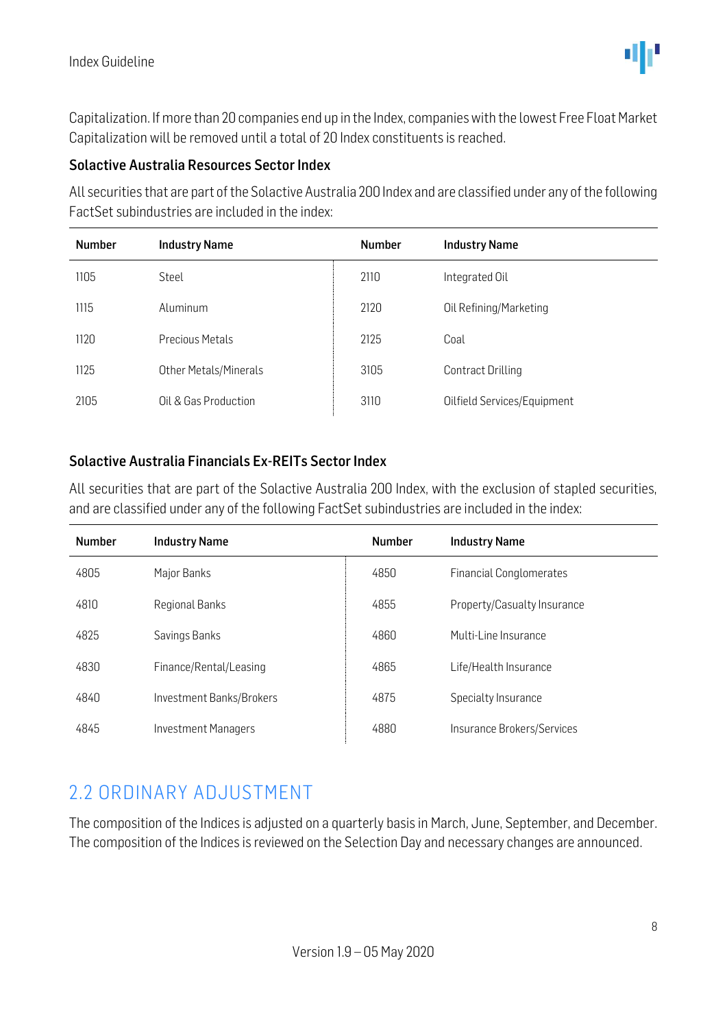Capitalization. If more than 20 companies end up in the Index, companies with the lowest Free Float Market Capitalization will be removed until a total of 20 Index constituents is reached.

### Solactive Australia Resources Sector Index

All securities that are part of the Solactive Australia 200 Index and are classified under any of the following FactSet subindustries are included in the index:

| Number | Industry Name | Number | Industry Name |
|---|---|---|---|
| 1105 | Steel | 2110 | Integrated Oil |
| 1115 | Aluminum | 2120 | Oil Refining/Marketing |
| 1120 | Precious Metals | 2125 | Coal |
| 1125 | Other Metals/Minerals | 3105 | Contract Drilling |
| 2105 | Oil & Gas Production | 3110 | Oilfield Services/Equipment |

### Solactive Australia Financials Ex-REITs Sector Index

All securities that are part of the Solactive Australia 200 Index, with the exclusion of stapled securities, and are classified under any of the following FactSet subindustries are included in the index:

| Number | Industry Name | Number | Industry Name |
|---|---|---|---|
| 4805 | Major Banks | 4850 | Financial Conglomerates |
| 4810 | Regional Banks | 4855 | Property/Casualty Insurance |
| 4825 | Savings Banks | 4860 | Multi-Line Insurance |
| 4830 | Finance/Rental/Leasing | 4865 | Life/Health Insurance |
| 4840 | Investment Banks/Brokers | 4875 | Specialty Insurance |
| 4845 | Investment Managers | 4880 | Insurance Brokers/Services |

## 2.2 ORDINARY ADJUSTMENT

The composition of the Indices is adjusted on a quarterly basis in March, June, September, and December. The composition of the Indices is reviewed on the Selection Day and necessary changes are announced.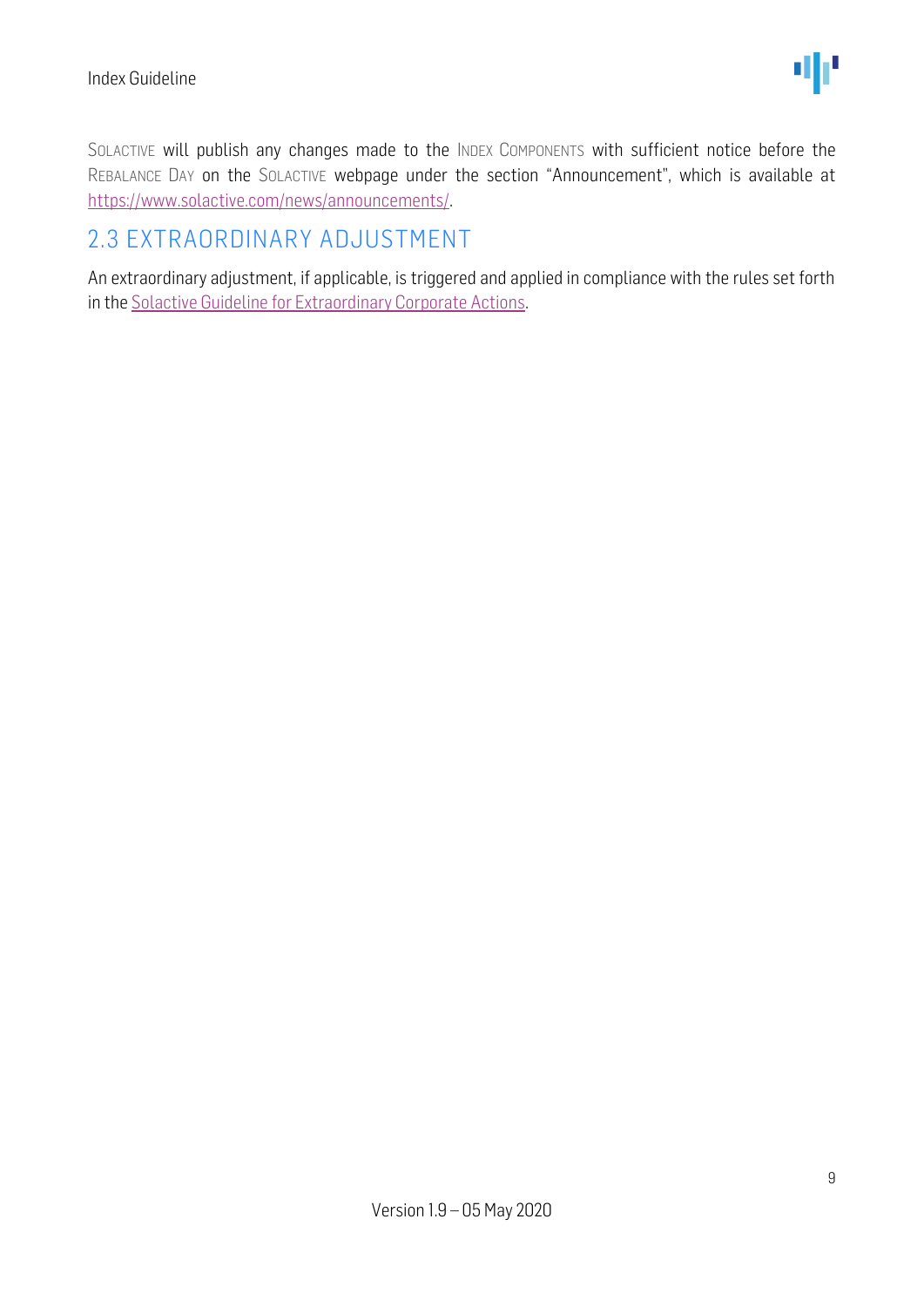SOLACTIVE will publish any changes made to the INDEX COMPONENTS with sufficient notice before the REBALANCE DAY on the SOLACTIVE webpage under the section "Announcement", which is available at https://www.solactive.com/news/announcements/.

## 2.3 EXTRAORDINARY ADJUSTMENT

An extraordinary adjustment, if applicable, is triggered and applied in compliance with the rules set forth in the Solactive Guideline for Extraordinary Corporate Actions.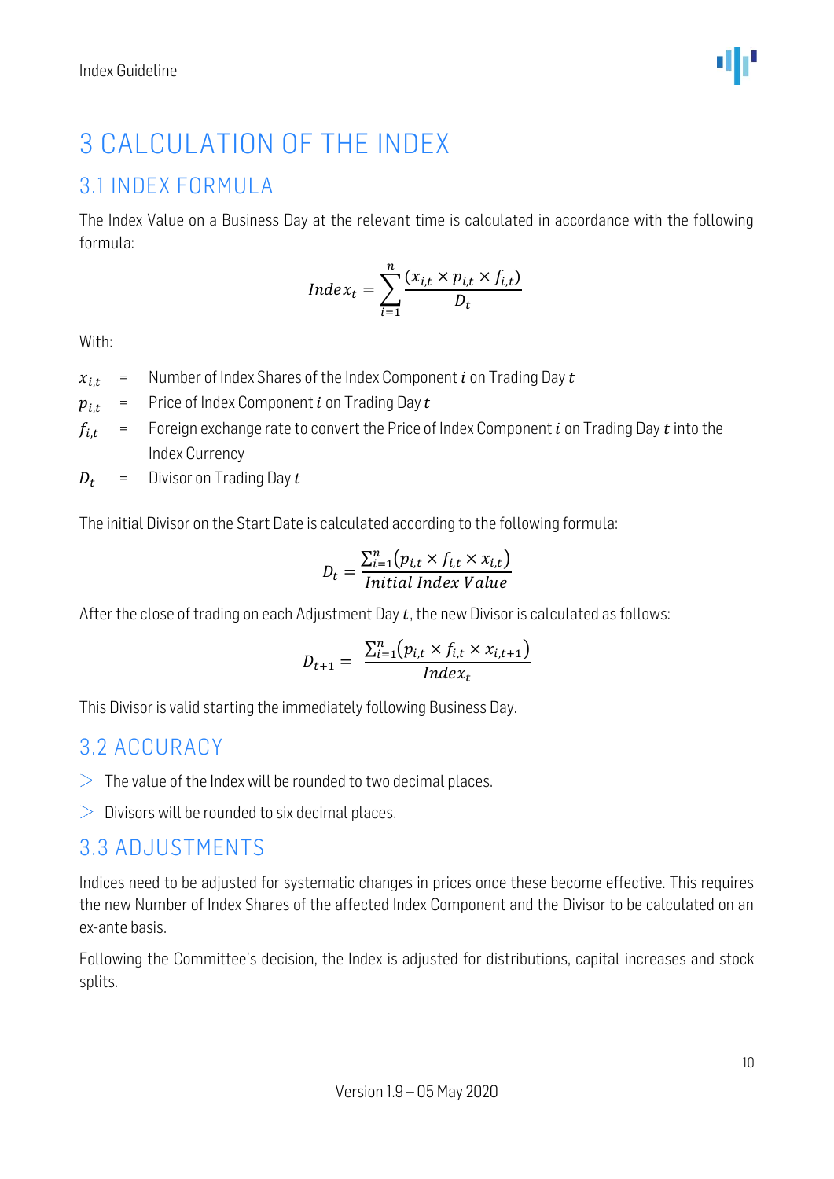# 3 CALCULATION OF THE INDEX

## 3.1 INDEX FORMULA

The Index Value on a Business Day at the relevant time is calculated in accordance with the following formula:

$$Index_t = \sum_{i=1}^{n} \frac{(x_{i,t} \times p_{i,t} \times f_{i,t})}{D_t}$$

With:

$x_{i,t}$ = Number of Index Shares of the Index Component $i$ on Trading Day $t$

$p_{i,t}$ = Price of Index Component $i$ on Trading Day $t$

$f_{i,t}$ = Foreign exchange rate to convert the Price of Index Component $i$ on Trading Day $t$ into the Index Currency

$D_t$ = Divisor on Trading Day $t$

The initial Divisor on the Start Date is calculated according to the following formula:

$$D_t = \frac{\sum_{i=1}^{n}(p_{i,t} \times f_{i,t} \times x_{i,t})}{Initial\ Index\ Value}$$

After the close of trading on each Adjustment Day $t$, the new Divisor is calculated as follows:

$$D_{t+1} = \frac{\sum_{i=1}^{n}(p_{i,t} \times f_{i,t} \times x_{i,t+1})}{Index_t}$$

This Divisor is valid starting the immediately following Business Day.

## 3.2 ACCURACY

- The value of the Index will be rounded to two decimal places.
- Divisors will be rounded to six decimal places.

## 3.3 ADJUSTMENTS

Indices need to be adjusted for systematic changes in prices once these become effective. This requires the new Number of Index Shares of the affected Index Component and the Divisor to be calculated on an ex-ante basis.

Following the Committee's decision, the Index is adjusted for distributions, capital increases and stock splits.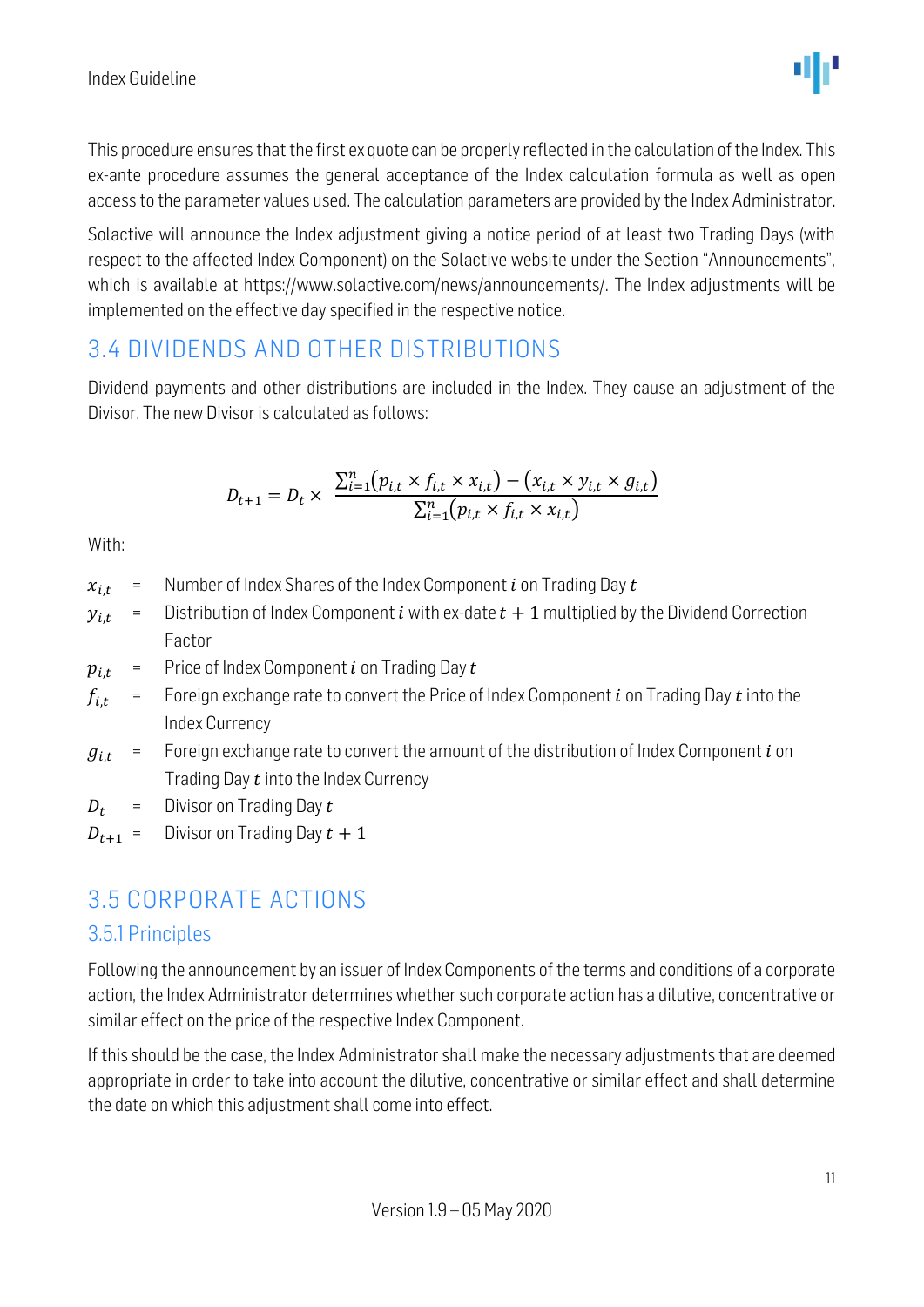This procedure ensures that the first ex quote can be properly reflected in the calculation of the Index. This ex-ante procedure assumes the general acceptance of the Index calculation formula as well as open access to the parameter values used. The calculation parameters are provided by the Index Administrator.

Solactive will announce the Index adjustment giving a notice period of at least two Trading Days (with respect to the affected Index Component) on the Solactive website under the Section "Announcements", which is available at https://www.solactive.com/news/announcements/. The Index adjustments will be implemented on the effective day specified in the respective notice.

## 3.4 DIVIDENDS AND OTHER DISTRIBUTIONS

Dividend payments and other distributions are included in the Index. They cause an adjustment of the Divisor. The new Divisor is calculated as follows:

$$D_{t+1} = D_t \times \frac{\sum_{i=1}^{n}(p_{i,t} \times f_{i,t} \times x_{i,t}) - (x_{i,t} \times y_{i,t} \times g_{i,t})}{\sum_{i=1}^{n}(p_{i,t} \times f_{i,t} \times x_{i,t})}$$

With:

$x_{i,t}$ = Number of Index Shares of the Index Component $i$ on Trading Day $t$

$y_{i,t}$ = Distribution of Index Component $i$ with ex-date $t+1$ multiplied by the Dividend Correction Factor

$p_{i,t}$ = Price of Index Component $i$ on Trading Day $t$

$f_{i,t}$ = Foreign exchange rate to convert the Price of Index Component $i$ on Trading Day $t$ into the Index Currency

$g_{i,t}$ = Foreign exchange rate to convert the amount of the distribution of Index Component $i$ on Trading Day $t$ into the Index Currency

$D_t$ = Divisor on Trading Day $t$

$D_{t+1}$ = Divisor on Trading Day $t+1$

## 3.5 CORPORATE ACTIONS

### 3.5.1 Principles

Following the announcement by an issuer of Index Components of the terms and conditions of a corporate action, the Index Administrator determines whether such corporate action has a dilutive, concentrative or similar effect on the price of the respective Index Component.

If this should be the case, the Index Administrator shall make the necessary adjustments that are deemed appropriate in order to take into account the dilutive, concentrative or similar effect and shall determine the date on which this adjustment shall come into effect.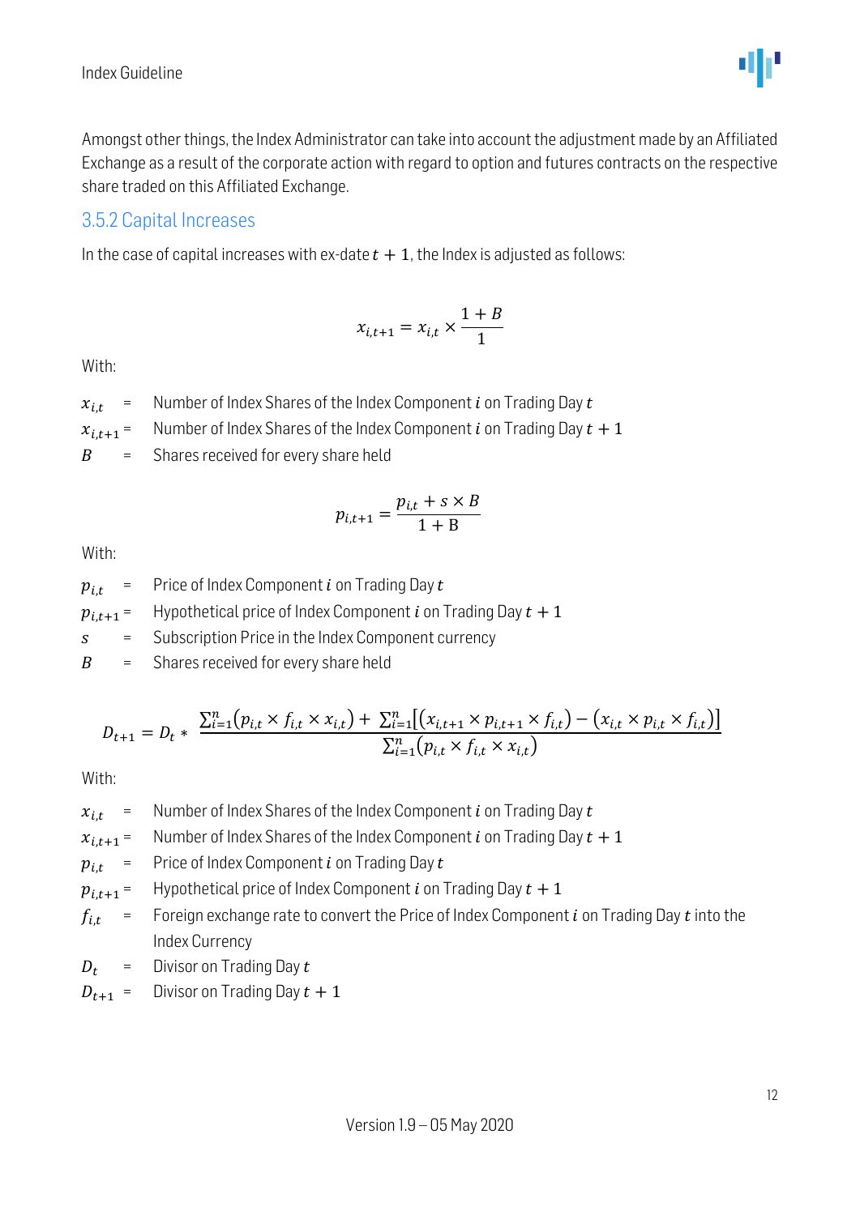Amongst other things, the Index Administrator can take into account the adjustment made by an Affiliated Exchange as a result of the corporate action with regard to option and futures contracts on the respective share traded on this Affiliated Exchange.

### 3.5.2 Capital Increases

In the case of capital increases with ex-date $t + 1$, the Index is adjusted as follows:

$$x_{i,t+1} = x_{i,t} \times \frac{1 + B}{1}$$

With:

$x_{i,t}$ = Number of Index Shares of the Index Component $i$ on Trading Day $t$

$x_{i,t+1}$ = Number of Index Shares of the Index Component $i$ on Trading Day $t + 1$

$B$ = Shares received for every share held

$$p_{i,t+1} = \frac{p_{i,t} + s \times B}{1 + \mathrm{B}}$$

With:

$p_{i,t}$ = Price of Index Component $i$ on Trading Day $t$

$p_{i,t+1}$ = Hypothetical price of Index Component $i$ on Trading Day $t + 1$

$s$ = Subscription Price in the Index Component currency

$B$ = Shares received for every share held

$$D_{t+1} = D_t * \frac{\sum_{i=1}^{n}(p_{i,t} \times f_{i,t} \times x_{i,t}) + \sum_{i=1}^{n}[(x_{i,t+1} \times p_{i,t+1} \times f_{i,t}) - (x_{i,t} \times p_{i,t} \times f_{i,t})]}{\sum_{i=1}^{n}(p_{i,t} \times f_{i,t} \times x_{i,t})}$$

With:

$x_{i,t}$ = Number of Index Shares of the Index Component $i$ on Trading Day $t$

$x_{i,t+1}$ = Number of Index Shares of the Index Component $i$ on Trading Day $t + 1$

$p_{i,t}$ = Price of Index Component $i$ on Trading Day $t$

$p_{i,t+1}$ = Hypothetical price of Index Component $i$ on Trading Day $t + 1$

$f_{i,t}$ = Foreign exchange rate to convert the Price of Index Component $i$ on Trading Day $t$ into the Index Currency

$D_t$ = Divisor on Trading Day $t$

$D_{t+1}$ = Divisor on Trading Day $t + 1$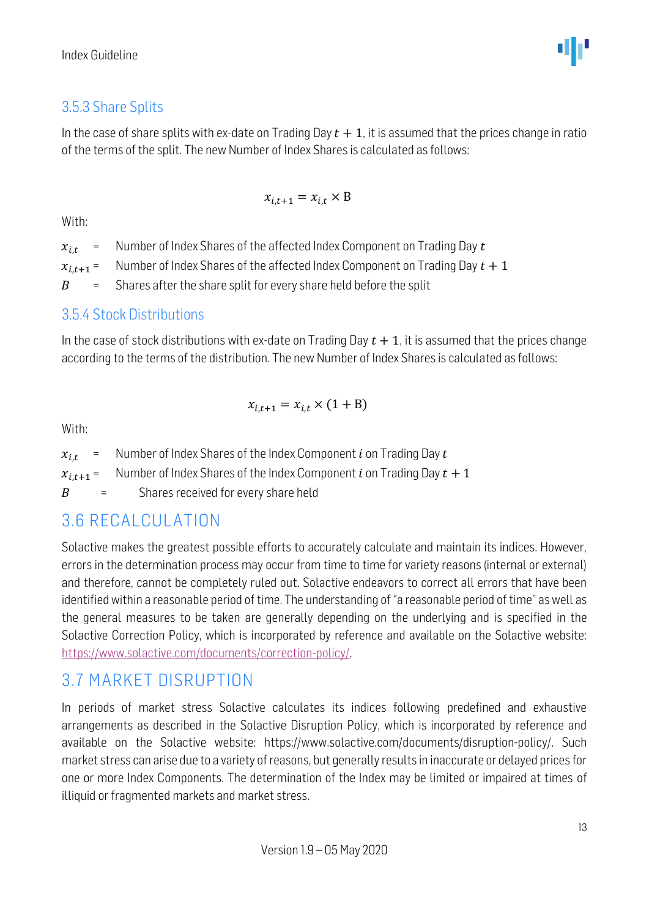### 3.5.3 Share Splits

In the case of share splits with ex-date on Trading Day $t+1$, it is assumed that the prices change in ratio of the terms of the split. The new Number of Index Shares is calculated as follows:

$$x_{i,t+1} = x_{i,t} \times \mathrm{B}$$

With:

$x_{i,t}$ = Number of Index Shares of the affected Index Component on Trading Day $t$

$x_{i,t+1}$ = Number of Index Shares of the affected Index Component on Trading Day $t+1$

$B$ = Shares after the share split for every share held before the split

### 3.5.4 Stock Distributions

In the case of stock distributions with ex-date on Trading Day $t+1$, it is assumed that the prices change according to the terms of the distribution. The new Number of Index Shares is calculated as follows:

$$x_{i,t+1} = x_{i,t} \times (1 + \mathrm{B})$$

With:

$x_{i,t}$ = Number of Index Shares of the Index Component $i$ on Trading Day $t$

$x_{i,t+1}$ = Number of Index Shares of the Index Component $i$ on Trading Day $t+1$

$B$ = Shares received for every share held

## 3.6 RECALCULATION

Solactive makes the greatest possible efforts to accurately calculate and maintain its indices. However, errors in the determination process may occur from time to time for variety reasons (internal or external) and therefore, cannot be completely ruled out. Solactive endeavors to correct all errors that have been identified within a reasonable period of time. The understanding of "a reasonable period of time" as well as the general measures to be taken are generally depending on the underlying and is specified in the Solactive Correction Policy, which is incorporated by reference and available on the Solactive website: https://www.solactive.com/documents/correction-policy/.

## 3.7 MARKET DISRUPTION

In periods of market stress Solactive calculates its indices following predefined and exhaustive arrangements as described in the Solactive Disruption Policy, which is incorporated by reference and available on the Solactive website: https://www.solactive.com/documents/disruption-policy/. Such market stress can arise due to a variety of reasons, but generally results in inaccurate or delayed prices for one or more Index Components. The determination of the Index may be limited or impaired at times of illiquid or fragmented markets and market stress.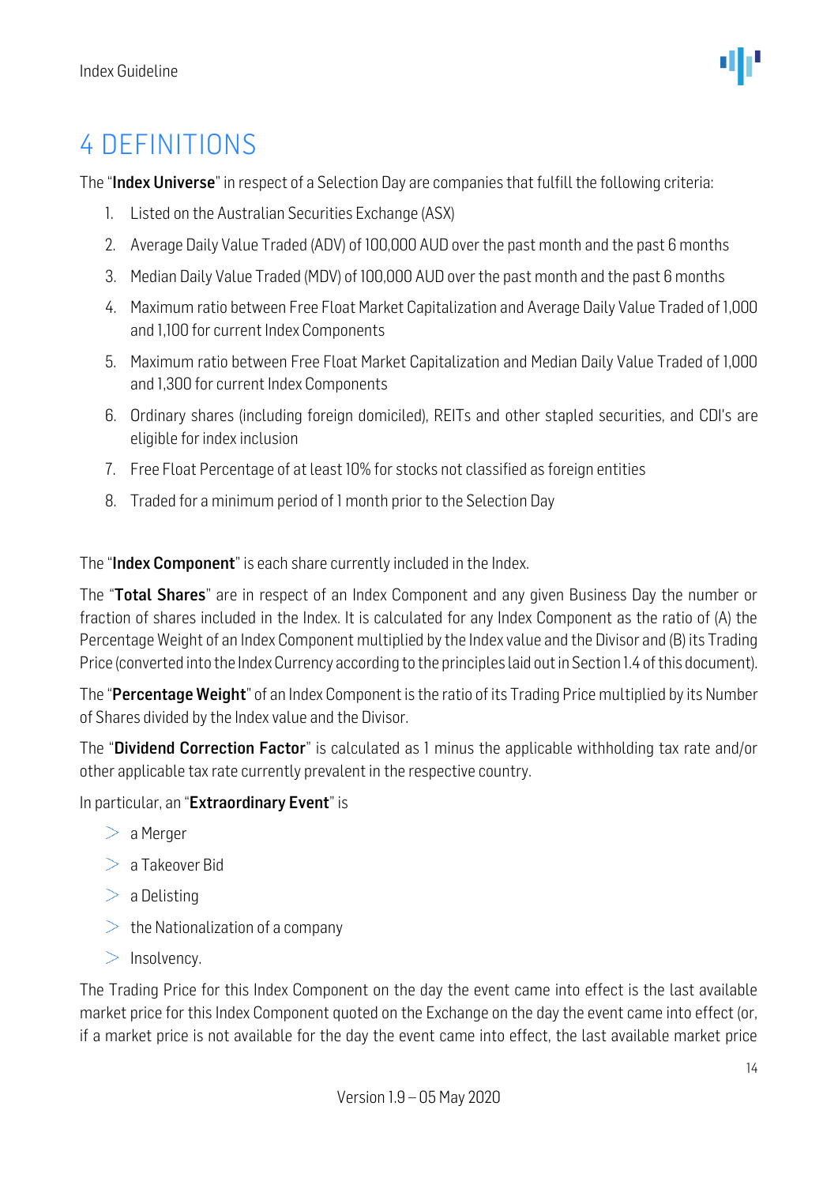# 4 DEFINITIONS

The "**Index Universe**" in respect of a Selection Day are companies that fulfill the following criteria:

1. Listed on the Australian Securities Exchange (ASX)
2. Average Daily Value Traded (ADV) of 100,000 AUD over the past month and the past 6 months
3. Median Daily Value Traded (MDV) of 100,000 AUD over the past month and the past 6 months
4. Maximum ratio between Free Float Market Capitalization and Average Daily Value Traded of 1,000 and 1,100 for current Index Components
5. Maximum ratio between Free Float Market Capitalization and Median Daily Value Traded of 1,000 and 1,300 for current Index Components
6. Ordinary shares (including foreign domiciled), REITs and other stapled securities, and CDI's are eligible for index inclusion
7. Free Float Percentage of at least 10% for stocks not classified as foreign entities
8. Traded for a minimum period of 1 month prior to the Selection Day

The "**Index Component**" is each share currently included in the Index.

The "**Total Shares**" are in respect of an Index Component and any given Business Day the number or fraction of shares included in the Index. It is calculated for any Index Component as the ratio of (A) the Percentage Weight of an Index Component multiplied by the Index value and the Divisor and (B) its Trading Price (converted into the Index Currency according to the principles laid out in Section 1.4 of this document).

The "**Percentage Weight**" of an Index Component is the ratio of its Trading Price multiplied by its Number of Shares divided by the Index value and the Divisor.

The "**Dividend Correction Factor**" is calculated as 1 minus the applicable withholding tax rate and/or other applicable tax rate currently prevalent in the respective country.

In particular, an "**Extraordinary Event**" is

- a Merger
- a Takeover Bid
- a Delisting
- the Nationalization of a company
- Insolvency.

The Trading Price for this Index Component on the day the event came into effect is the last available market price for this Index Component quoted on the Exchange on the day the event came into effect (or, if a market price is not available for the day the event came into effect, the last available market price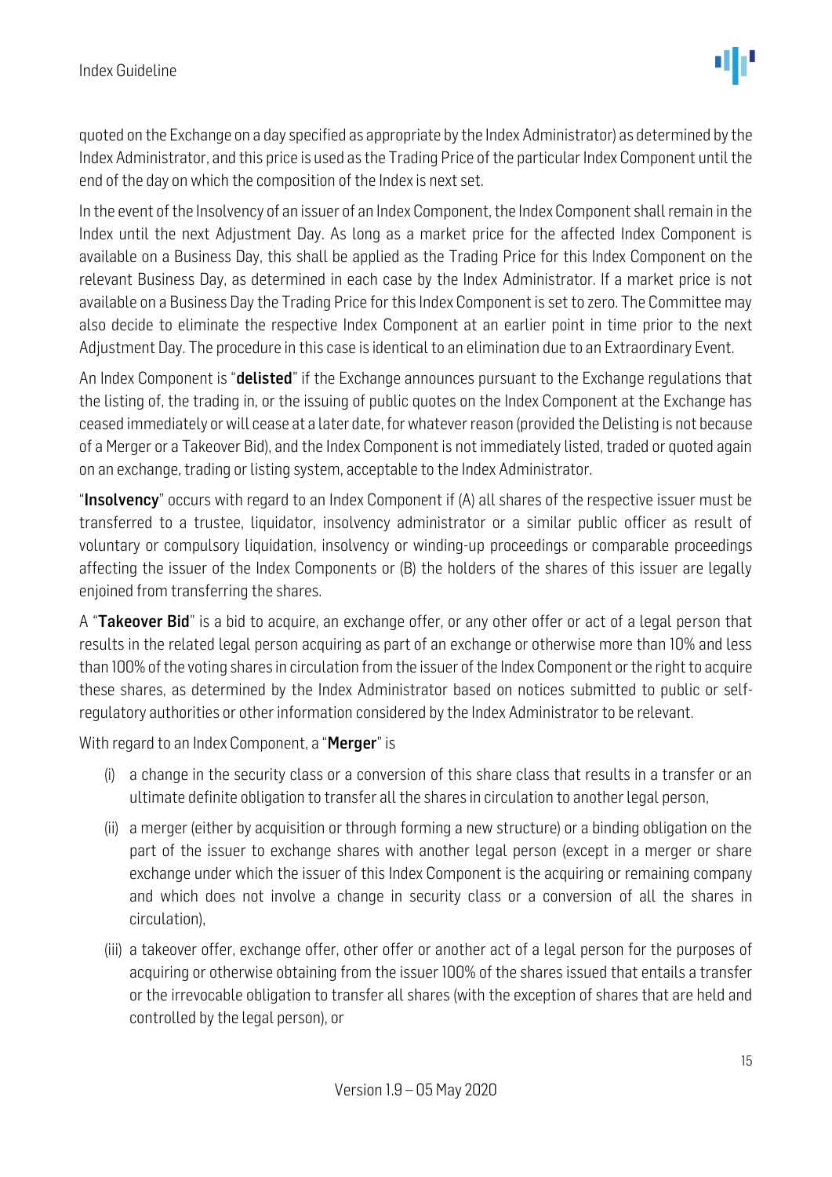quoted on the Exchange on a day specified as appropriate by the Index Administrator) as determined by the Index Administrator, and this price is used as the Trading Price of the particular Index Component until the end of the day on which the composition of the Index is next set.

In the event of the Insolvency of an issuer of an Index Component, the Index Component shall remain in the Index until the next Adjustment Day. As long as a market price for the affected Index Component is available on a Business Day, this shall be applied as the Trading Price for this Index Component on the relevant Business Day, as determined in each case by the Index Administrator. If a market price is not available on a Business Day the Trading Price for this Index Component is set to zero. The Committee may also decide to eliminate the respective Index Component at an earlier point in time prior to the next Adjustment Day. The procedure in this case is identical to an elimination due to an Extraordinary Event.

An Index Component is "**delisted**" if the Exchange announces pursuant to the Exchange regulations that the listing of, the trading in, or the issuing of public quotes on the Index Component at the Exchange has ceased immediately or will cease at a later date, for whatever reason (provided the Delisting is not because of a Merger or a Takeover Bid), and the Index Component is not immediately listed, traded or quoted again on an exchange, trading or listing system, acceptable to the Index Administrator.

"**Insolvency**" occurs with regard to an Index Component if (A) all shares of the respective issuer must be transferred to a trustee, liquidator, insolvency administrator or a similar public officer as result of voluntary or compulsory liquidation, insolvency or winding-up proceedings or comparable proceedings affecting the issuer of the Index Components or (B) the holders of the shares of this issuer are legally enjoined from transferring the shares.

A "**Takeover Bid**" is a bid to acquire, an exchange offer, or any other offer or act of a legal person that results in the related legal person acquiring as part of an exchange or otherwise more than 10% and less than 100% of the voting shares in circulation from the issuer of the Index Component or the right to acquire these shares, as determined by the Index Administrator based on notices submitted to public or self-regulatory authorities or other information considered by the Index Administrator to be relevant.

With regard to an Index Component, a "**Merger**" is

(i) a change in the security class or a conversion of this share class that results in a transfer or an ultimate definite obligation to transfer all the shares in circulation to another legal person,

(ii) a merger (either by acquisition or through forming a new structure) or a binding obligation on the part of the issuer to exchange shares with another legal person (except in a merger or share exchange under which the issuer of this Index Component is the acquiring or remaining company and which does not involve a change in security class or a conversion of all the shares in circulation),

(iii) a takeover offer, exchange offer, other offer or another act of a legal person for the purposes of acquiring or otherwise obtaining from the issuer 100% of the shares issued that entails a transfer or the irrevocable obligation to transfer all shares (with the exception of shares that are held and controlled by the legal person), or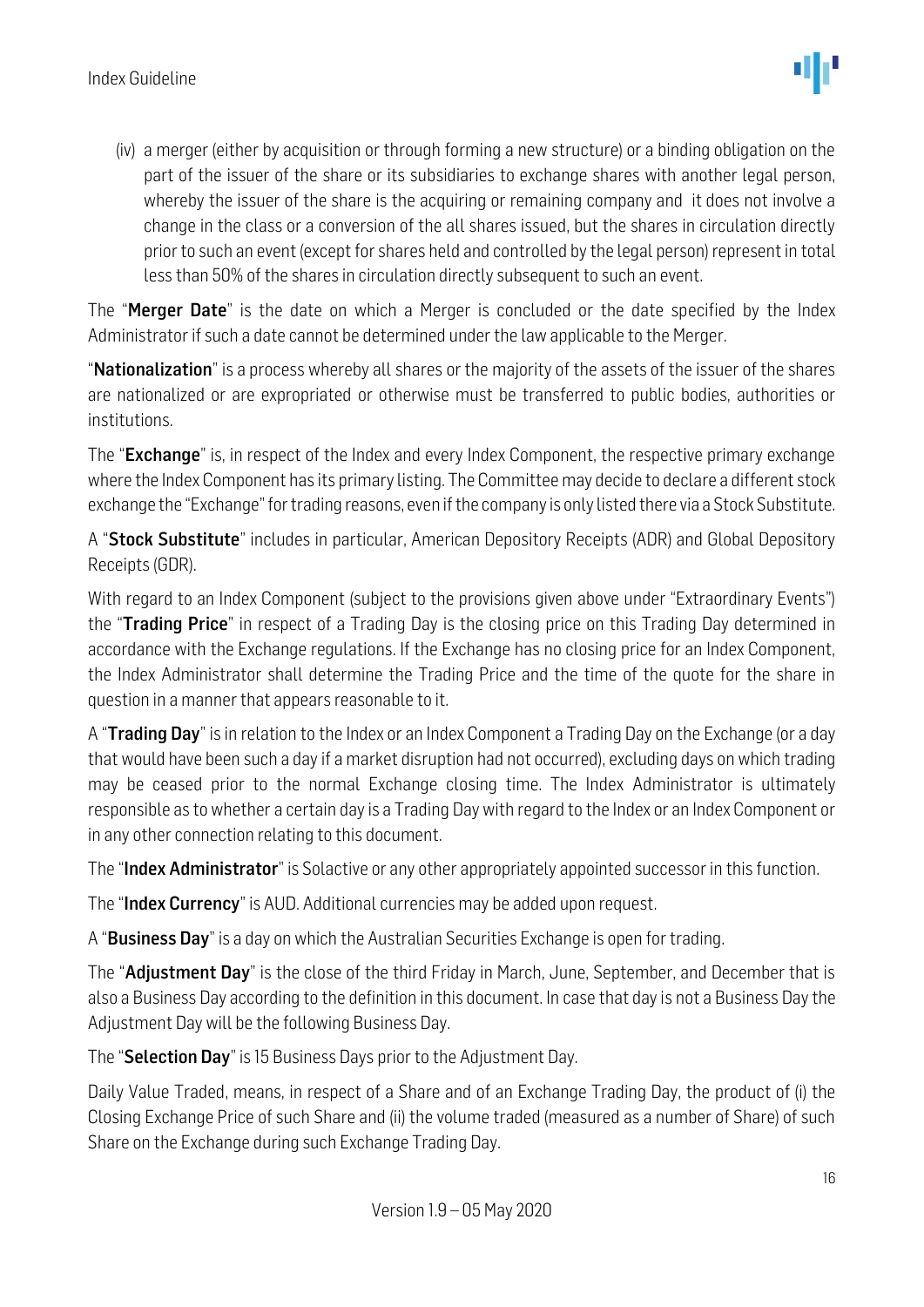(iv) a merger (either by acquisition or through forming a new structure) or a binding obligation on the part of the issuer of the share or its subsidiaries to exchange shares with another legal person, whereby the issuer of the share is the acquiring or remaining company and it does not involve a change in the class or a conversion of the all shares issued, but the shares in circulation directly prior to such an event (except for shares held and controlled by the legal person) represent in total less than 50% of the shares in circulation directly subsequent to such an event.

The "**Merger Date**" is the date on which a Merger is concluded or the date specified by the Index Administrator if such a date cannot be determined under the law applicable to the Merger.

"**Nationalization**" is a process whereby all shares or the majority of the assets of the issuer of the shares are nationalized or are expropriated or otherwise must be transferred to public bodies, authorities or institutions.

The "**Exchange**" is, in respect of the Index and every Index Component, the respective primary exchange where the Index Component has its primary listing. The Committee may decide to declare a different stock exchange the "Exchange" for trading reasons, even if the company is only listed there via a Stock Substitute.

A "**Stock Substitute**" includes in particular, American Depository Receipts (ADR) and Global Depository Receipts (GDR).

With regard to an Index Component (subject to the provisions given above under "Extraordinary Events") the "**Trading Price**" in respect of a Trading Day is the closing price on this Trading Day determined in accordance with the Exchange regulations. If the Exchange has no closing price for an Index Component, the Index Administrator shall determine the Trading Price and the time of the quote for the share in question in a manner that appears reasonable to it.

A "**Trading Day**" is in relation to the Index or an Index Component a Trading Day on the Exchange (or a day that would have been such a day if a market disruption had not occurred), excluding days on which trading may be ceased prior to the normal Exchange closing time. The Index Administrator is ultimately responsible as to whether a certain day is a Trading Day with regard to the Index or an Index Component or in any other connection relating to this document.

The "**Index Administrator**" is Solactive or any other appropriately appointed successor in this function.

The "**Index Currency**" is AUD. Additional currencies may be added upon request.

A "**Business Day**" is a day on which the Australian Securities Exchange is open for trading.

The "**Adjustment Day**" is the close of the third Friday in March, June, September, and December that is also a Business Day according to the definition in this document. In case that day is not a Business Day the Adjustment Day will be the following Business Day.

The "**Selection Day**" is 15 Business Days prior to the Adjustment Day.

Daily Value Traded, means, in respect of a Share and of an Exchange Trading Day, the product of (i) the Closing Exchange Price of such Share and (ii) the volume traded (measured as a number of Share) of such Share on the Exchange during such Exchange Trading Day.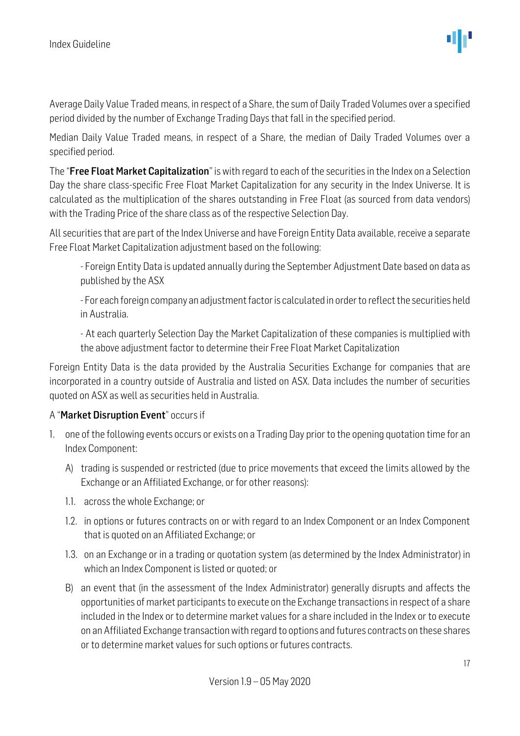Average Daily Value Traded means, in respect of a Share, the sum of Daily Traded Volumes over a specified period divided by the number of Exchange Trading Days that fall in the specified period.

Median Daily Value Traded means, in respect of a Share, the median of Daily Traded Volumes over a specified period.

The "**Free Float Market Capitalization**" is with regard to each of the securities in the Index on a Selection Day the share class-specific Free Float Market Capitalization for any security in the Index Universe. It is calculated as the multiplication of the shares outstanding in Free Float (as sourced from data vendors) with the Trading Price of the share class as of the respective Selection Day.

All securities that are part of the Index Universe and have Foreign Entity Data available, receive a separate Free Float Market Capitalization adjustment based on the following:

- Foreign Entity Data is updated annually during the September Adjustment Date based on data as published by the ASX

- For each foreign company an adjustment factor is calculated in order to reflect the securities held in Australia.

- At each quarterly Selection Day the Market Capitalization of these companies is multiplied with the above adjustment factor to determine their Free Float Market Capitalization

Foreign Entity Data is the data provided by the Australia Securities Exchange for companies that are incorporated in a country outside of Australia and listed on ASX. Data includes the number of securities quoted on ASX as well as securities held in Australia.

A "**Market Disruption Event**" occurs if

1. one of the following events occurs or exists on a Trading Day prior to the opening quotation time for an Index Component:

   A) trading is suspended or restricted (due to price movements that exceed the limits allowed by the Exchange or an Affiliated Exchange, or for other reasons):

   1.1. across the whole Exchange; or

   1.2. in options or futures contracts on or with regard to an Index Component or an Index Component that is quoted on an Affiliated Exchange; or

   1.3. on an Exchange or in a trading or quotation system (as determined by the Index Administrator) in which an Index Component is listed or quoted; or

   B) an event that (in the assessment of the Index Administrator) generally disrupts and affects the opportunities of market participants to execute on the Exchange transactions in respect of a share included in the Index or to determine market values for a share included in the Index or to execute on an Affiliated Exchange transaction with regard to options and futures contracts on these shares or to determine market values for such options or futures contracts.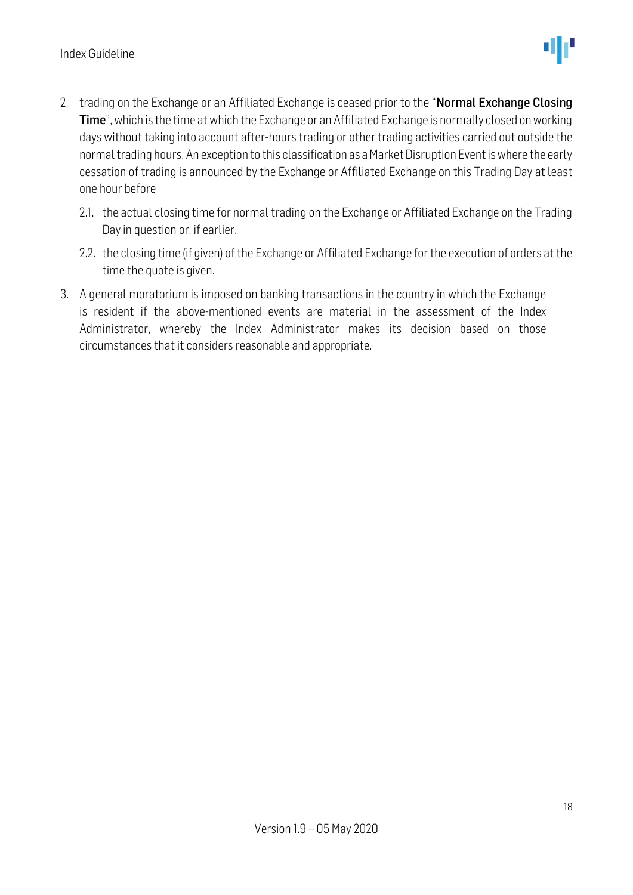2. trading on the Exchange or an Affiliated Exchange is ceased prior to the "**Normal Exchange Closing Time**", which is the time at which the Exchange or an Affiliated Exchange is normally closed on working days without taking into account after-hours trading or other trading activities carried out outside the normal trading hours. An exception to this classification as a Market Disruption Event is where the early cessation of trading is announced by the Exchange or Affiliated Exchange on this Trading Day at least one hour before

   2.1. the actual closing time for normal trading on the Exchange or Affiliated Exchange on the Trading Day in question or, if earlier.

   2.2. the closing time (if given) of the Exchange or Affiliated Exchange for the execution of orders at the time the quote is given.

3. A general moratorium is imposed on banking transactions in the country in which the Exchange is resident if the above-mentioned events are material in the assessment of the Index Administrator, whereby the Index Administrator makes its decision based on those circumstances that it considers reasonable and appropriate.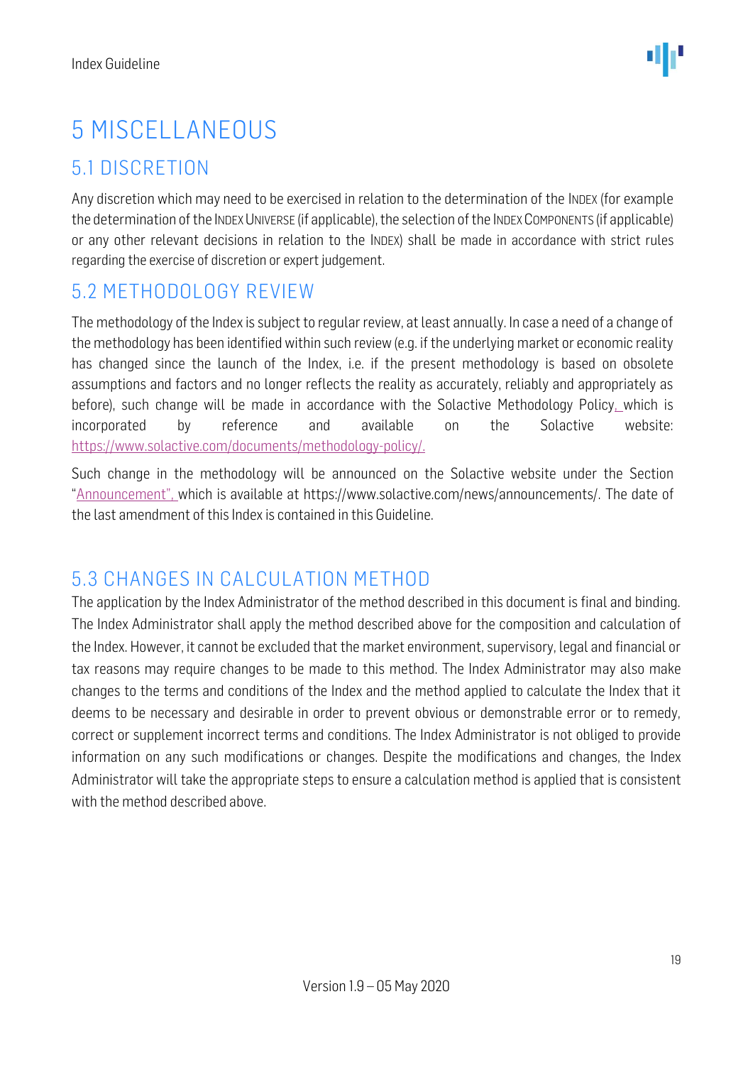# 5 MISCELLANEOUS

## 5.1 DISCRETION

Any discretion which may need to be exercised in relation to the determination of the INDEX (for example the determination of the INDEX UNIVERSE (if applicable), the selection of the INDEX COMPONENTS (if applicable) or any other relevant decisions in relation to the INDEX) shall be made in accordance with strict rules regarding the exercise of discretion or expert judgement.

## 5.2 METHODOLOGY REVIEW

The methodology of the Index is subject to regular review, at least annually. In case a need of a change of the methodology has been identified within such review (e.g. if the underlying market or economic reality has changed since the launch of the Index, i.e. if the present methodology is based on obsolete assumptions and factors and no longer reflects the reality as accurately, reliably and appropriately as before), such change will be made in accordance with the Solactive Methodology Policy, which is incorporated by reference and available on the Solactive website: https://www.solactive.com/documents/methodology-policy/.

Such change in the methodology will be announced on the Solactive website under the Section "Announcement", which is available at https://www.solactive.com/news/announcements/. The date of the last amendment of this Index is contained in this Guideline.

## 5.3 CHANGES IN CALCULATION METHOD

The application by the Index Administrator of the method described in this document is final and binding. The Index Administrator shall apply the method described above for the composition and calculation of the Index. However, it cannot be excluded that the market environment, supervisory, legal and financial or tax reasons may require changes to be made to this method. The Index Administrator may also make changes to the terms and conditions of the Index and the method applied to calculate the Index that it deems to be necessary and desirable in order to prevent obvious or demonstrable error or to remedy, correct or supplement incorrect terms and conditions. The Index Administrator is not obliged to provide information on any such modifications or changes. Despite the modifications and changes, the Index Administrator will take the appropriate steps to ensure a calculation method is applied that is consistent with the method described above.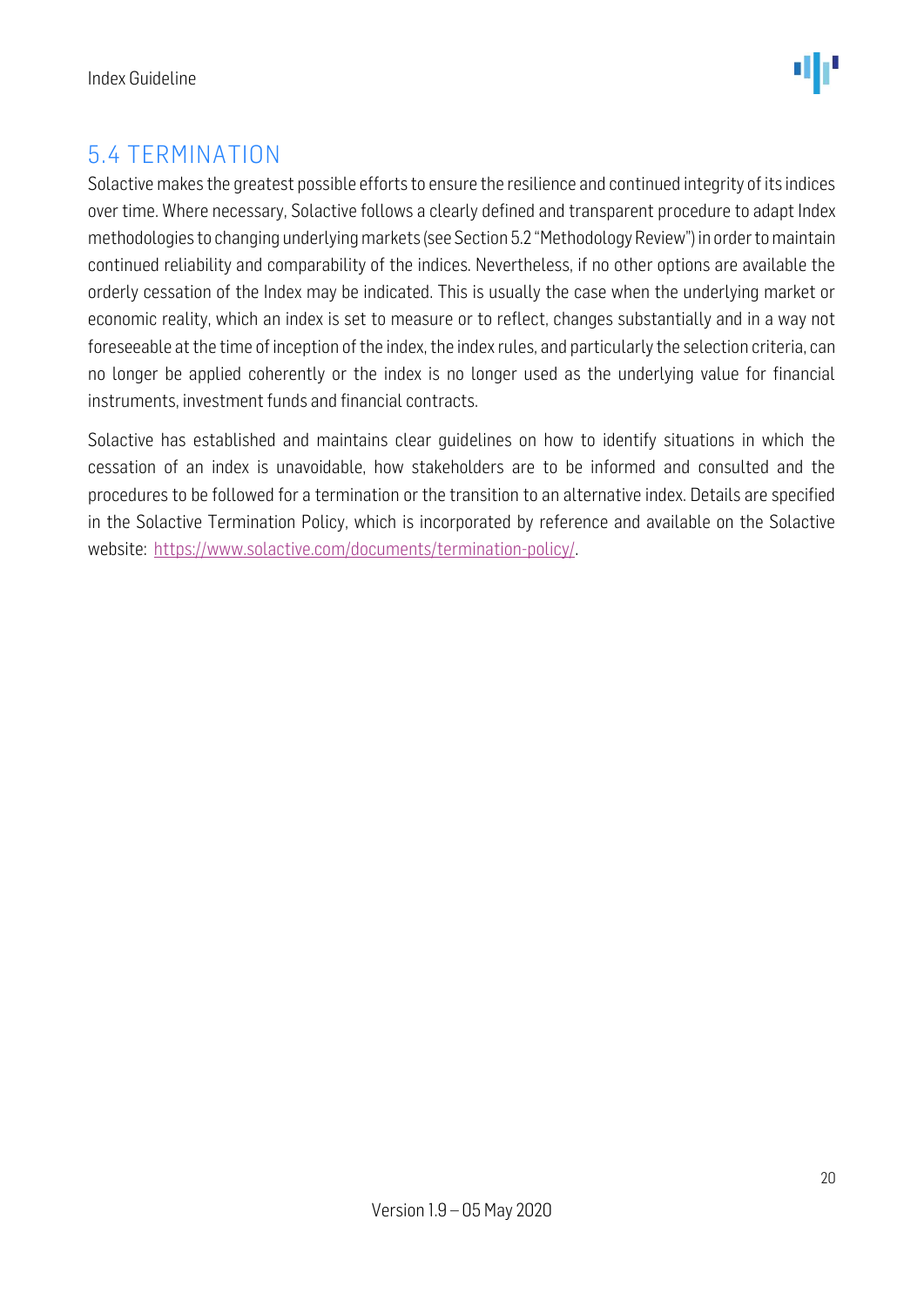## 5.4 TERMINATION

Solactive makes the greatest possible efforts to ensure the resilience and continued integrity of its indices over time. Where necessary, Solactive follows a clearly defined and transparent procedure to adapt Index methodologies to changing underlying markets (see Section 5.2 "Methodology Review") in order to maintain continued reliability and comparability of the indices. Nevertheless, if no other options are available the orderly cessation of the Index may be indicated. This is usually the case when the underlying market or economic reality, which an index is set to measure or to reflect, changes substantially and in a way not foreseeable at the time of inception of the index, the index rules, and particularly the selection criteria, can no longer be applied coherently or the index is no longer used as the underlying value for financial instruments, investment funds and financial contracts.

Solactive has established and maintains clear guidelines on how to identify situations in which the cessation of an index is unavoidable, how stakeholders are to be informed and consulted and the procedures to be followed for a termination or the transition to an alternative index. Details are specified in the Solactive Termination Policy, which is incorporated by reference and available on the Solactive website: https://www.solactive.com/documents/termination-policy/.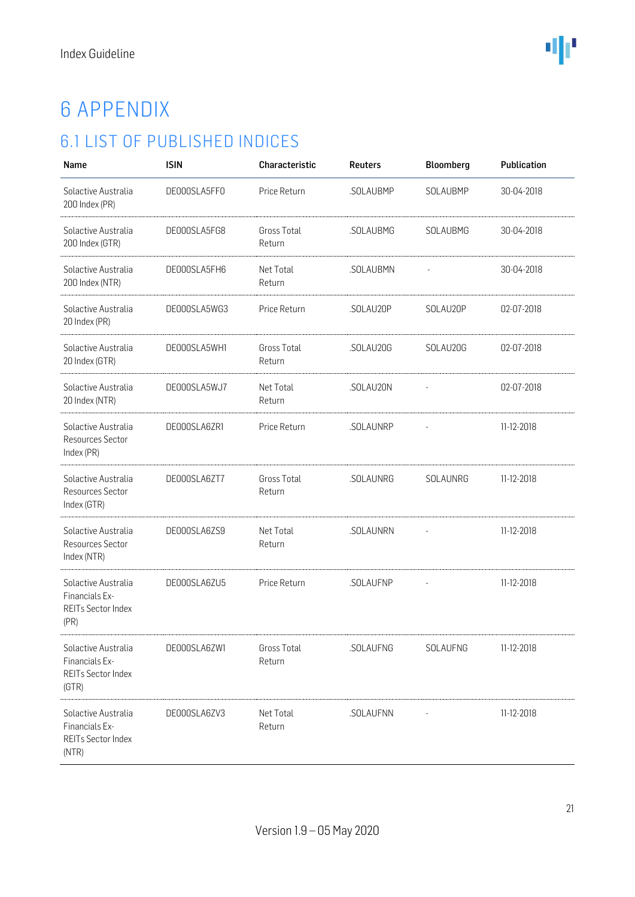# 6 APPENDIX

## 6.1 LIST OF PUBLISHED INDICES

| Name | ISIN | Characteristic | Reuters | Bloomberg | Publication |
|---|---|---|---|---|---|
| Solactive Australia 200 Index (PR) | DE000SLA5FF0 | Price Return | .SOLAUBMP | SOLAUBMP | 30-04-2018 |
| Solactive Australia 200 Index (GTR) | DE000SLA5FG8 | Gross Total Return | .SOLAUBMG | SOLAUBMG | 30-04-2018 |
| Solactive Australia 200 Index (NTR) | DE000SLA5FH6 | Net Total Return | .SOLAUBMN | - | 30-04-2018 |
| Solactive Australia 20 Index (PR) | DE000SLA5WG3 | Price Return | .SOLAU20P | SOLAU20P | 02-07-2018 |
| Solactive Australia 20 Index (GTR) | DE000SLA5WH1 | Gross Total Return | .SOLAU20G | SOLAU20G | 02-07-2018 |
| Solactive Australia 20 Index (NTR) | DE000SLA5WJ7 | Net Total Return | .SOLAU20N | - | 02-07-2018 |
| Solactive Australia Resources Sector Index (PR) | DE000SLA6ZR1 | Price Return | .SOLAUNRP | - | 11-12-2018 |
| Solactive Australia Resources Sector Index (GTR) | DE000SLA6ZT7 | Gross Total Return | .SOLAUNRG | SOLAUNRG | 11-12-2018 |
| Solactive Australia Resources Sector Index (NTR) | DE000SLA6ZS9 | Net Total Return | .SOLAUNRN | - | 11-12-2018 |
| Solactive Australia Financials Ex-REITs Sector Index (PR) | DE000SLA6ZU5 | Price Return | .SOLAUFNP | - | 11-12-2018 |
| Solactive Australia Financials Ex-REITs Sector Index (GTR) | DE000SLA6ZW1 | Gross Total Return | .SOLAUFNG | SOLAUFNG | 11-12-2018 |
| Solactive Australia Financials Ex-REITs Sector Index (NTR) | DE000SLA6ZV3 | Net Total Return | .SOLAUFNN | - | 11-12-2018 |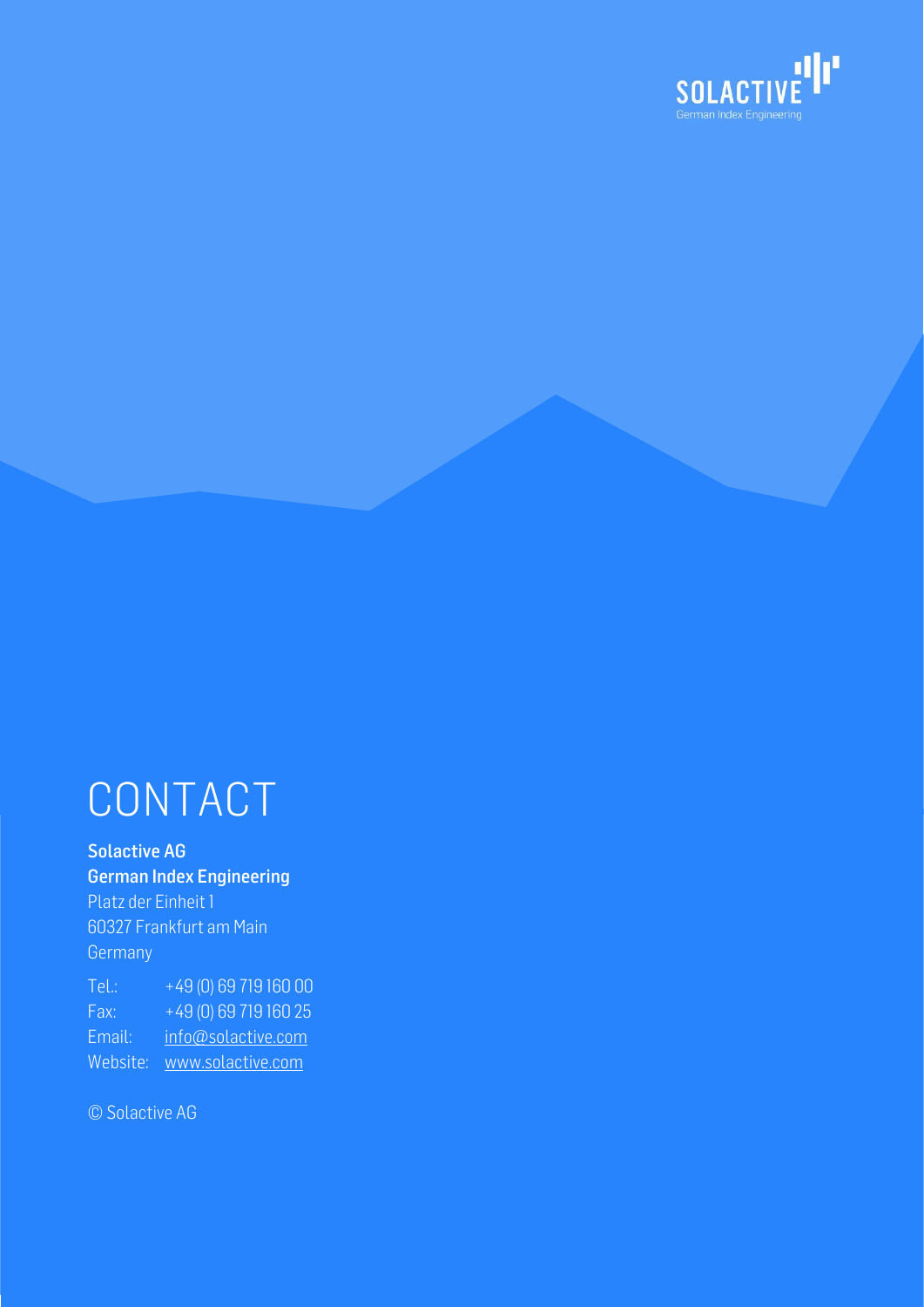# CONTACT

**Solactive AG**
**German Index Engineering**
Platz der Einheit 1
60327 Frankfurt am Main
Germany

Tel.: +49 (0) 69 719 160 00
Fax: +49 (0) 69 719 160 25
Email: info@solactive.com
Website: www.solactive.com

© Solactive AG